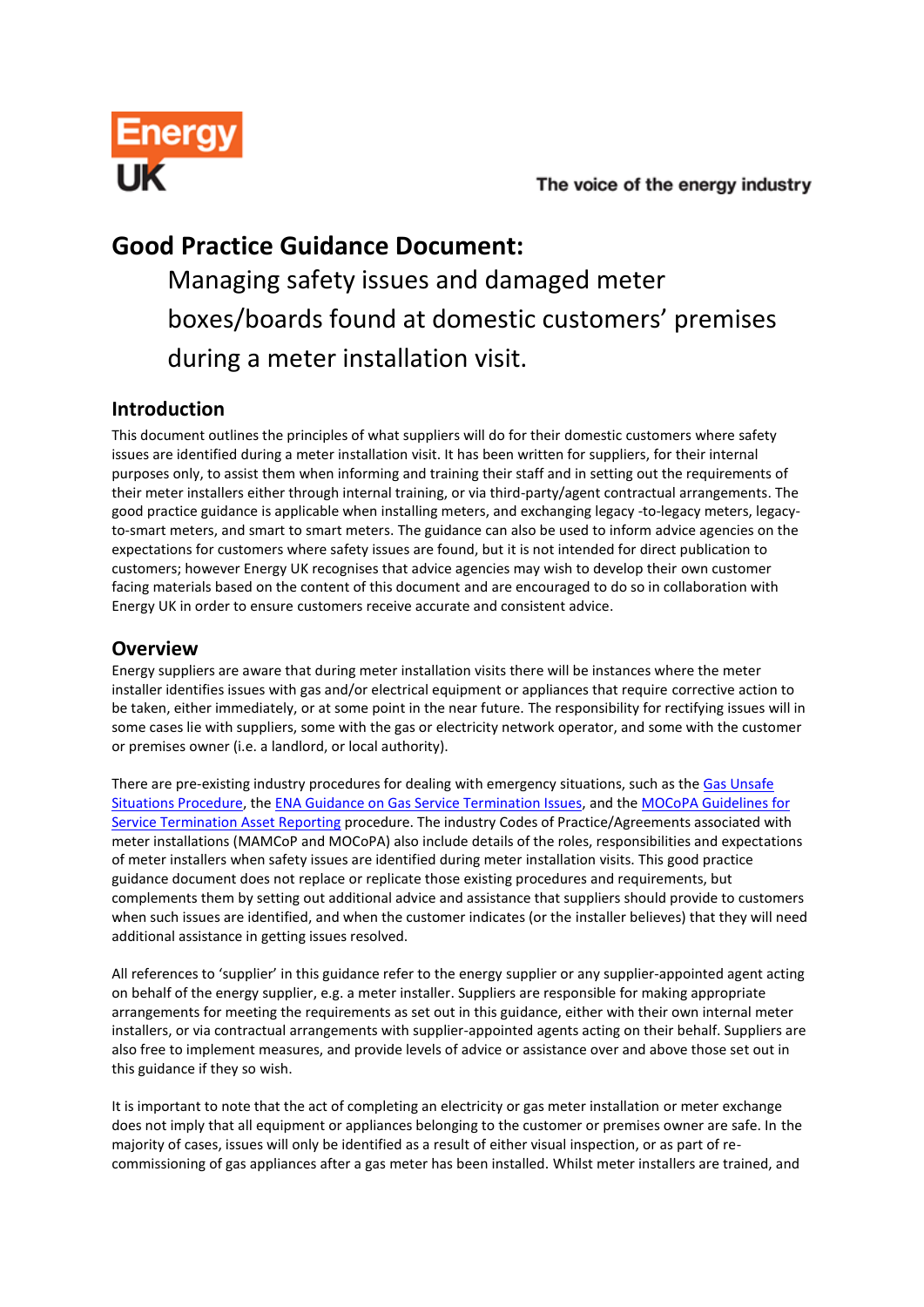Energy UK

The voice of the energy industry

# Good Practice Guidance Document:

Managing safety issues and damaged meter boxes/boards found at domestic customers' premises during a meter installation visit.

## Introduction

This document outlines the principles of what suppliers will do for their domestic customers where safety issues are identified during a meter installation visit. It has been written for suppliers, for their internal purposes only, to assist them when informing and training their staff and in setting out the requirements of their meter installers either through internal training, or via third-party/agent contractual arrangements. The good practice guidance is applicable when installing meters, and exchanging legacy -to-legacy meters, legacy-to-smart meters, and smart to smart meters. The guidance can also be used to inform advice agencies on the expectations for customers where safety issues are found, but it is not intended for direct publication to customers; however Energy UK recognises that advice agencies may wish to develop their own customer facing materials based on the content of this document and are encouraged to do so in collaboration with Energy UK in order to ensure customers receive accurate and consistent advice.

## Overview

Energy suppliers are aware that during meter installation visits there will be instances where the meter installer identifies issues with gas and/or electrical equipment or appliances that require corrective action to be taken, either immediately, or at some point in the near future. The responsibility for rectifying issues will in some cases lie with suppliers, some with the gas or electricity network operator, and some with the customer or premises owner (i.e. a landlord, or local authority).

There are pre-existing industry procedures for dealing with emergency situations, such as the Gas Unsafe Situations Procedure, the ENA Guidance on Gas Service Termination Issues, and the MOCoPA Guidelines for Service Termination Asset Reporting procedure. The industry Codes of Practice/Agreements associated with meter installations (MAMCoP and MOCoPA) also include details of the roles, responsibilities and expectations of meter installers when safety issues are identified during meter installation visits. This good practice guidance document does not replace or replicate those existing procedures and requirements, but complements them by setting out additional advice and assistance that suppliers should provide to customers when such issues are identified, and when the customer indicates (or the installer believes) that they will need additional assistance in getting issues resolved.

All references to 'supplier' in this guidance refer to the energy supplier or any supplier-appointed agent acting on behalf of the energy supplier, e.g. a meter installer. Suppliers are responsible for making appropriate arrangements for meeting the requirements as set out in this guidance, either with their own internal meter installers, or via contractual arrangements with supplier-appointed agents acting on their behalf. Suppliers are also free to implement measures, and provide levels of advice or assistance over and above those set out in this guidance if they so wish.

It is important to note that the act of completing an electricity or gas meter installation or meter exchange does not imply that all equipment or appliances belonging to the customer or premises owner are safe. In the majority of cases, issues will only be identified as a result of either visual inspection, or as part of re-commissioning of gas appliances after a gas meter has been installed. Whilst meter installers are trained, and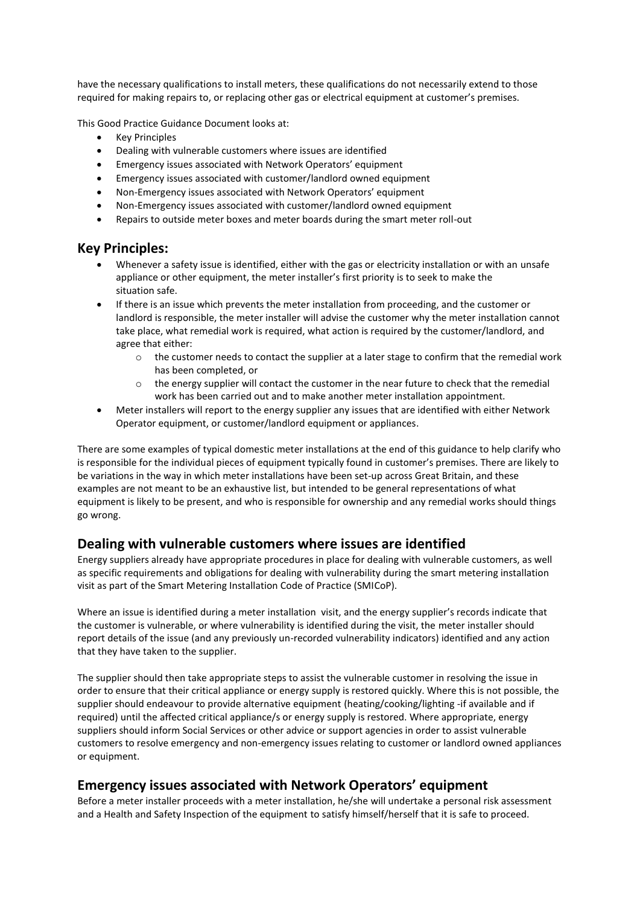have the necessary qualifications to install meters, these qualifications do not necessarily extend to those required for making repairs to, or replacing other gas or electrical equipment at customer's premises.

This Good Practice Guidance Document looks at:

- Key Principles
- Dealing with vulnerable customers where issues are identified
- Emergency issues associated with Network Operators' equipment
- Emergency issues associated with customer/landlord owned equipment
- Non-Emergency issues associated with Network Operators' equipment
- Non-Emergency issues associated with customer/landlord owned equipment
- Repairs to outside meter boxes and meter boards during the smart meter roll-out

## Key Principles:

- Whenever a safety issue is identified, either with the gas or electricity installation or with an unsafe appliance or other equipment, the meter installer's first priority is to seek to make the situation safe.
- If there is an issue which prevents the meter installation from proceeding, and the customer or landlord is responsible, the meter installer will advise the customer why the meter installation cannot take place, what remedial work is required, what action is required by the customer/landlord, and agree that either:
  - the customer needs to contact the supplier at a later stage to confirm that the remedial work has been completed, or
  - the energy supplier will contact the customer in the near future to check that the remedial work has been carried out and to make another meter installation appointment.
- Meter installers will report to the energy supplier any issues that are identified with either Network Operator equipment, or customer/landlord equipment or appliances.

There are some examples of typical domestic meter installations at the end of this guidance to help clarify who is responsible for the individual pieces of equipment typically found in customer's premises. There are likely to be variations in the way in which meter installations have been set-up across Great Britain, and these examples are not meant to be an exhaustive list, but intended to be general representations of what equipment is likely to be present, and who is responsible for ownership and any remedial works should things go wrong.

## Dealing with vulnerable customers where issues are identified

Energy suppliers already have appropriate procedures in place for dealing with vulnerable customers, as well as specific requirements and obligations for dealing with vulnerability during the smart metering installation visit as part of the Smart Metering Installation Code of Practice (SMICoP).

Where an issue is identified during a meter installation visit, and the energy supplier's records indicate that the customer is vulnerable, or where vulnerability is identified during the visit, the meter installer should report details of the issue (and any previously un-recorded vulnerability indicators) identified and any action that they have taken to the supplier.

The supplier should then take appropriate steps to assist the vulnerable customer in resolving the issue in order to ensure that their critical appliance or energy supply is restored quickly. Where this is not possible, the supplier should endeavour to provide alternative equipment (heating/cooking/lighting -if available and if required) until the affected critical appliance/s or energy supply is restored. Where appropriate, energy suppliers should inform Social Services or other advice or support agencies in order to assist vulnerable customers to resolve emergency and non-emergency issues relating to customer or landlord owned appliances or equipment.

## Emergency issues associated with Network Operators' equipment

Before a meter installer proceeds with a meter installation, he/she will undertake a personal risk assessment and a Health and Safety Inspection of the equipment to satisfy himself/herself that it is safe to proceed.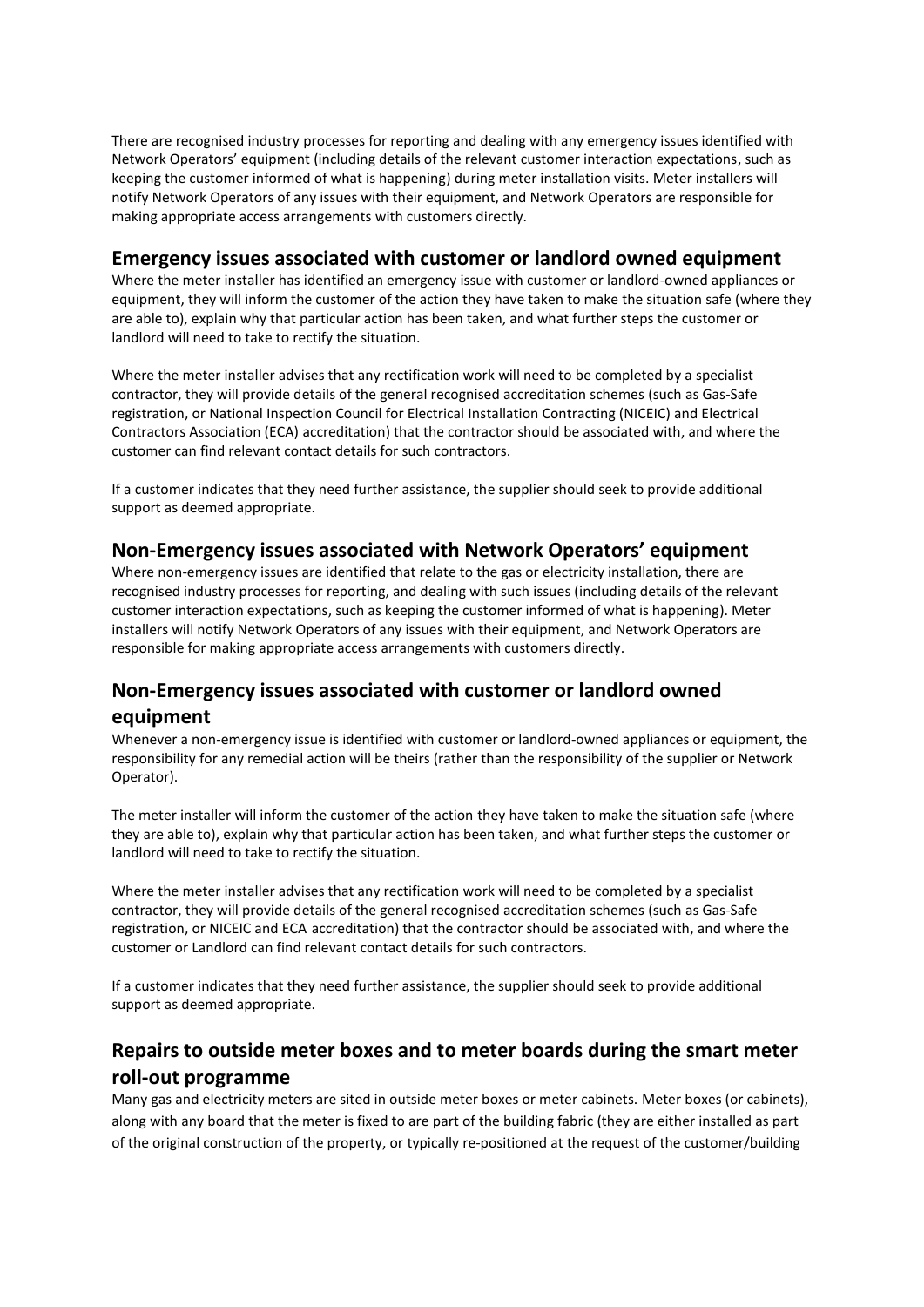There are recognised industry processes for reporting and dealing with any emergency issues identified with Network Operators' equipment (including details of the relevant customer interaction expectations, such as keeping the customer informed of what is happening) during meter installation visits. Meter installers will notify Network Operators of any issues with their equipment, and Network Operators are responsible for making appropriate access arrangements with customers directly.

## Emergency issues associated with customer or landlord owned equipment

Where the meter installer has identified an emergency issue with customer or landlord-owned appliances or equipment, they will inform the customer of the action they have taken to make the situation safe (where they are able to), explain why that particular action has been taken, and what further steps the customer or landlord will need to take to rectify the situation.

Where the meter installer advises that any rectification work will need to be completed by a specialist contractor, they will provide details of the general recognised accreditation schemes (such as Gas-Safe registration, or National Inspection Council for Electrical Installation Contracting (NICEIC) and Electrical Contractors Association (ECA) accreditation) that the contractor should be associated with, and where the customer can find relevant contact details for such contractors.

If a customer indicates that they need further assistance, the supplier should seek to provide additional support as deemed appropriate.

## Non-Emergency issues associated with Network Operators' equipment

Where non-emergency issues are identified that relate to the gas or electricity installation, there are recognised industry processes for reporting, and dealing with such issues (including details of the relevant customer interaction expectations, such as keeping the customer informed of what is happening). Meter installers will notify Network Operators of any issues with their equipment, and Network Operators are responsible for making appropriate access arrangements with customers directly.

## Non-Emergency issues associated with customer or landlord owned equipment

Whenever a non-emergency issue is identified with customer or landlord-owned appliances or equipment, the responsibility for any remedial action will be theirs (rather than the responsibility of the supplier or Network Operator).

The meter installer will inform the customer of the action they have taken to make the situation safe (where they are able to), explain why that particular action has been taken, and what further steps the customer or landlord will need to take to rectify the situation.

Where the meter installer advises that any rectification work will need to be completed by a specialist contractor, they will provide details of the general recognised accreditation schemes (such as Gas-Safe registration, or NICEIC and ECA accreditation) that the contractor should be associated with, and where the customer or Landlord can find relevant contact details for such contractors.

If a customer indicates that they need further assistance, the supplier should seek to provide additional support as deemed appropriate.

## Repairs to outside meter boxes and to meter boards during the smart meter roll-out programme

Many gas and electricity meters are sited in outside meter boxes or meter cabinets. Meter boxes (or cabinets), along with any board that the meter is fixed to are part of the building fabric (they are either installed as part of the original construction of the property, or typically re-positioned at the request of the customer/building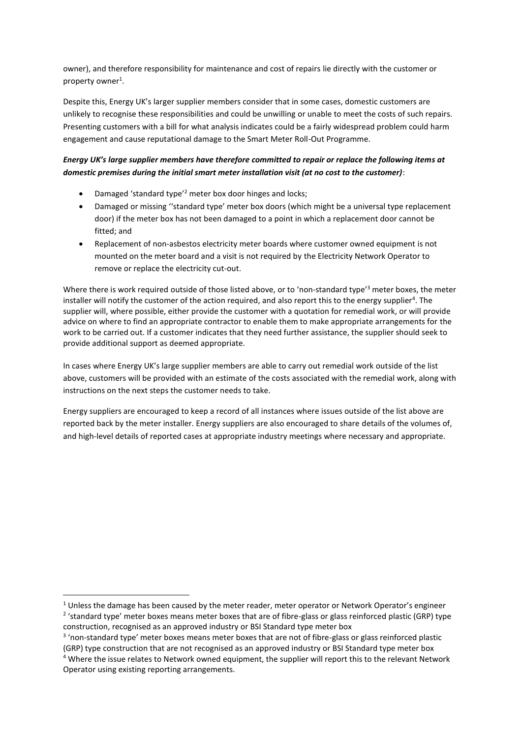owner), and therefore responsibility for maintenance and cost of repairs lie directly with the customer or property owner[1].

Despite this, Energy UK's larger supplier members consider that in some cases, domestic customers are unlikely to recognise these responsibilities and could be unwilling or unable to meet the costs of such repairs. Presenting customers with a bill for what analysis indicates could be a fairly widespread problem could harm engagement and cause reputational damage to the Smart Meter Roll-Out Programme.

***Energy UK's large supplier members have therefore committed to repair or replace the following items at domestic premises during the initial smart meter installation visit (at no cost to the customer)***:

- Damaged 'standard type'[2] meter box door hinges and locks;
- Damaged or missing ''standard type' meter box doors (which might be a universal type replacement door) if the meter box has not been damaged to a point in which a replacement door cannot be fitted; and
- Replacement of non-asbestos electricity meter boards where customer owned equipment is not mounted on the meter board and a visit is not required by the Electricity Network Operator to remove or replace the electricity cut-out.

Where there is work required outside of those listed above, or to 'non-standard type'[3] meter boxes, the meter installer will notify the customer of the action required, and also report this to the energy supplier[4]. The supplier will, where possible, either provide the customer with a quotation for remedial work, or will provide advice on where to find an appropriate contractor to enable them to make appropriate arrangements for the work to be carried out. If a customer indicates that they need further assistance, the supplier should seek to provide additional support as deemed appropriate.

In cases where Energy UK's large supplier members are able to carry out remedial work outside of the list above, customers will be provided with an estimate of the costs associated with the remedial work, along with instructions on the next steps the customer needs to take.

Energy suppliers are encouraged to keep a record of all instances where issues outside of the list above are reported back by the meter installer. Energy suppliers are also encouraged to share details of the volumes of, and high-level details of reported cases at appropriate industry meetings where necessary and appropriate.

---

[1] Unless the damage has been caused by the meter reader, meter operator or Network Operator's engineer

[2] 'standard type' meter boxes means meter boxes that are of fibre-glass or glass reinforced plastic (GRP) type construction, recognised as an approved industry or BSI Standard type meter box

[3] 'non-standard type' meter boxes means meter boxes that are not of fibre-glass or glass reinforced plastic (GRP) type construction that are not recognised as an approved industry or BSI Standard type meter box

[4] Where the issue relates to Network owned equipment, the supplier will report this to the relevant Network Operator using existing reporting arrangements.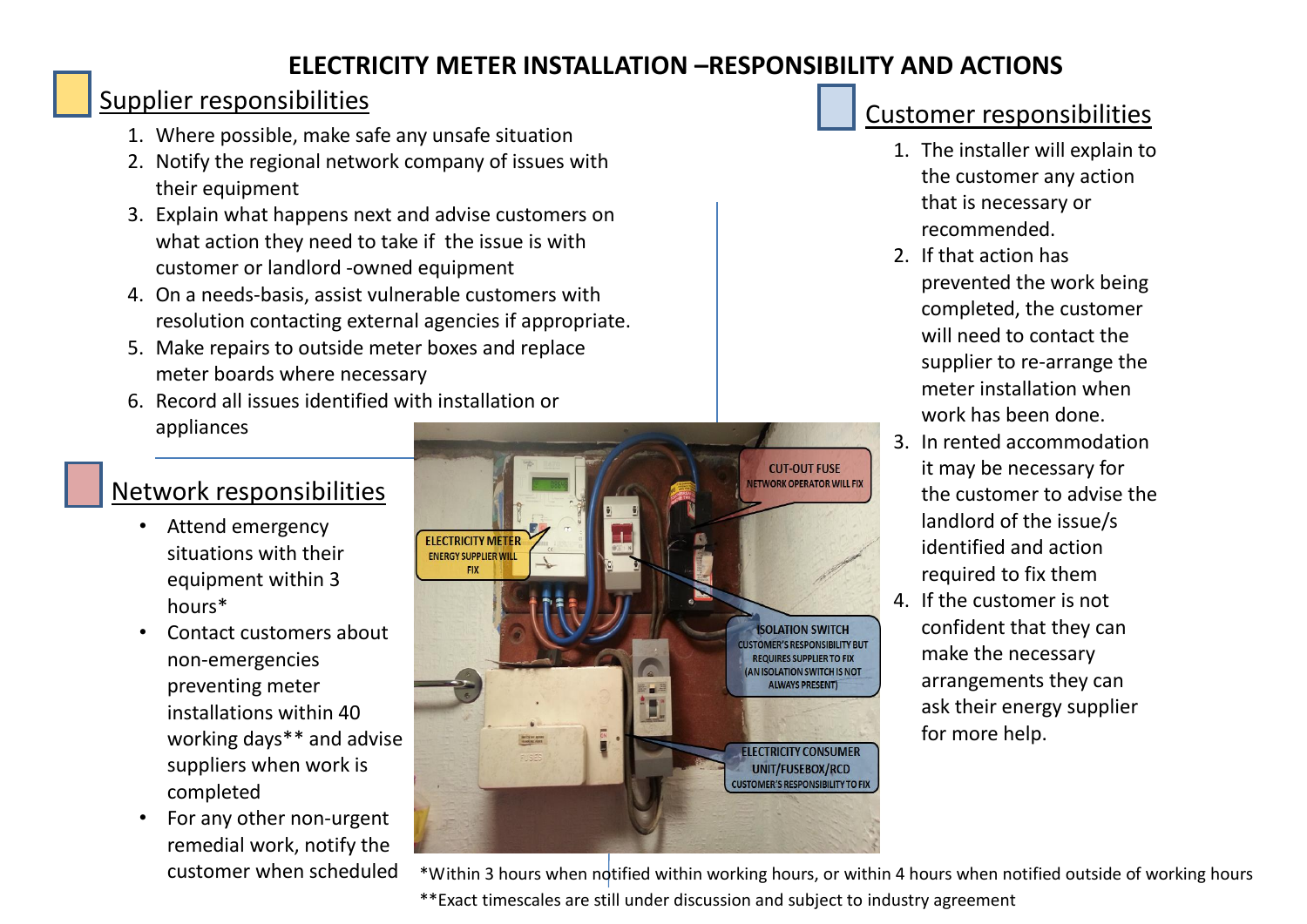# ELECTRICITY METER INSTALLATION –RESPONSIBILITY AND ACTIONS

## Supplier responsibilities

1. Where possible, make safe any unsafe situation
2. Notify the regional network company of issues with their equipment
3. Explain what happens next and advise customers on what action they need to take if the issue is with customer or landlord -owned equipment
4. On a needs-basis, assist vulnerable customers with resolution contacting external agencies if appropriate.
5. Make repairs to outside meter boxes and replace meter boards where necessary
6. Record all issues identified with installation or appliances

## Network responsibilities

- Attend emergency situations with their equipment within 3 hours*
- Contact customers about non-emergencies preventing meter installations within 40 working days** and advise suppliers when work is completed
- For any other non-urgent remedial work, notify the customer when scheduled

## Customer responsibilities

1. The installer will explain to the customer any action that is necessary or recommended.
2. If that action has prevented the work being completed, the customer will need to contact the supplier to re-arrange the meter installation when work has been done.
3. In rented accommodation it may be necessary for the customer to advise the landlord of the issue/s identified and action required to fix them
4. If the customer is not confident that they can make the necessary arrangements they can ask their energy supplier for more help.

ELECTRICITY METER – ENERGY SUPPLIER WILL FIX

CUT-OUT FUSE – NETWORK OPERATOR WILL FIX

ISOLATION SWITCH – CUSTOMER'S RESPONSIBILITY BUT REQUIRES SUPPLIER TO FIX (AN ISOLATION SWITCH IS NOT ALWAYS PRESENT)

ELECTRICITY CONSUMER UNIT/FUSEBOX/RCD – CUSTOMER'S RESPONSIBILITY TO FIX

*Within 3 hours when notified within working hours, or within 4 hours when notified outside of working hours

**Exact timescales are still under discussion and subject to industry agreement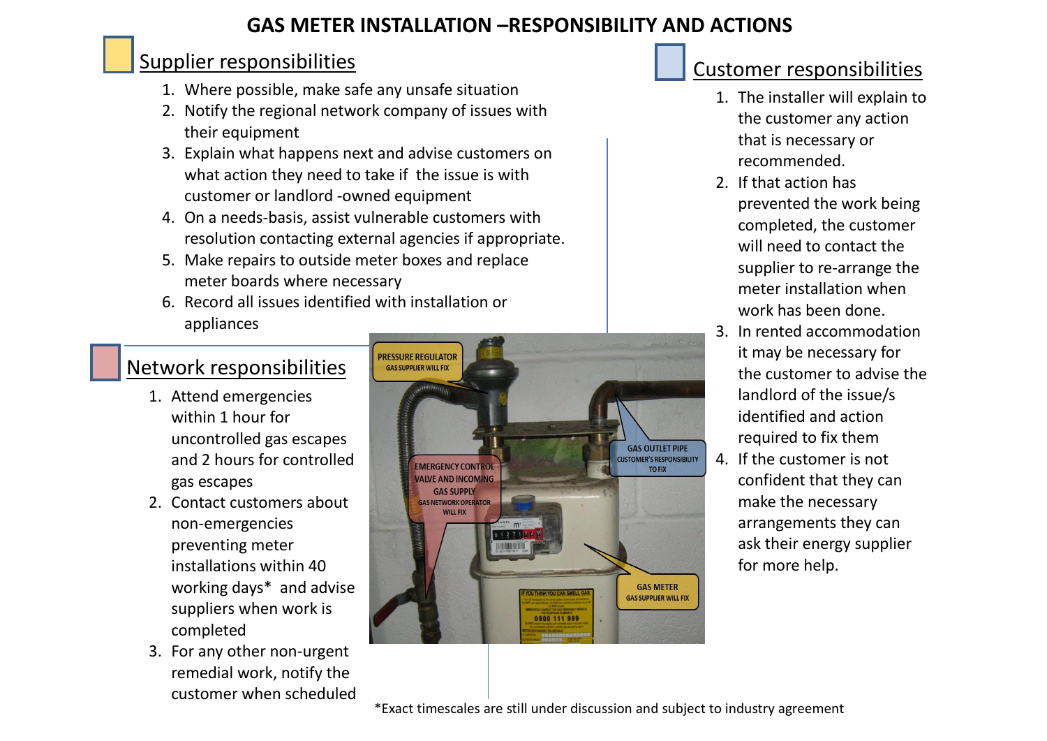# GAS METER INSTALLATION –RESPONSIBILITY AND ACTIONS

## Supplier responsibilities

1. Where possible, make safe any unsafe situation
2. Notify the regional network company of issues with their equipment
3. Explain what happens next and advise customers on what action they need to take if the issue is with customer or landlord -owned equipment
4. On a needs-basis, assist vulnerable customers with resolution contacting external agencies if appropriate.
5. Make repairs to outside meter boxes and replace meter boards where necessary
6. Record all issues identified with installation or appliances

## Network responsibilities

1. Attend emergencies within 1 hour for uncontrolled gas escapes and 2 hours for controlled gas escapes
2. Contact customers about non-emergencies preventing meter installations within 40 working days* and advise suppliers when work is completed
3. For any other non-urgent remedial work, notify the customer when scheduled

PRESSURE REGULATOR
GAS SUPPLIER WILL FIX

EMERGENCY CONTROL VALVE AND INCOMING GAS SUPPLY
GAS NETWORK OPERATOR WILL FIX

GAS OUTLET PIPE
CUSTOMER'S RESPONSIBILITY TO FIX

GAS METER
GAS SUPPLIER WILL FIX

## Customer responsibilities

1. The installer will explain to the customer any action that is necessary or recommended.
2. If that action has prevented the work being completed, the customer will need to contact the supplier to re-arrange the meter installation when work has been done.
3. In rented accommodation it may be necessary for the customer to advise the landlord of the issue/s identified and action required to fix them
4. If the customer is not confident that they can make the necessary arrangements they can ask their energy supplier for more help.

*Exact timescales are still under discussion and subject to industry agreement